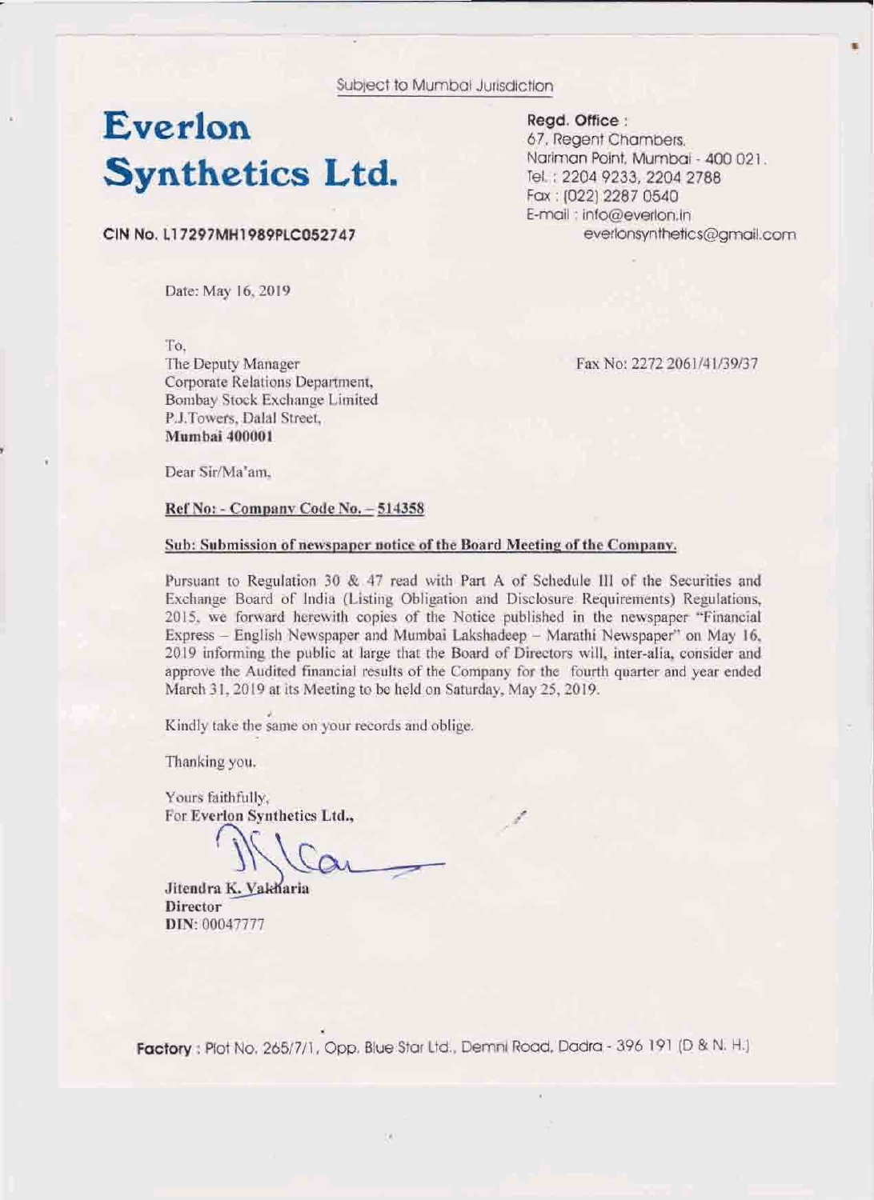Subject to Mumbai Jurisdiction

# Everlon Synthetics Ltd.

**CIN No. L17297MH1989PLC052747**

**Regd. Office :**
67, Regent Chambers,
Nariman Point, Mumbai - 400 021.
Tel. : 2204 9233, 2204 2788
Fax : (022) 2287 0540
E-mail : info@everlon.in
everlonsynthetics@gmail.com

Date: May 16, 2019

To,
The Deputy Manager
Corporate Relations Department,
Bombay Stock Exchange Limited
P.J.Towers, Dalal Street,
**Mumbai 400001**

Fax No: 2272 2061/41/39/37

Dear Sir/Ma'am,

**Ref No: - Company Code No. – 514358**

**Sub: Submission of newspaper notice of the Board Meeting of the Company.**

Pursuant to Regulation 30 & 47 read with Part A of Schedule III of the Securities and Exchange Board of India (Listing Obligation and Disclosure Requirements) Regulations, 2015, we forward herewith copies of the Notice published in the newspaper "Financial Express – English Newspaper and Mumbai Lakshadeep – Marathi Newspaper" on May 16, 2019 informing the public at large that the Board of Directors will, inter-alia, consider and approve the Audited financial results of the Company for the fourth quarter and year ended March 31, 2019 at its Meeting to be held on Saturday, May 25, 2019.

Kindly take the same on your records and oblige.

Thanking you.

Yours faithfully,
For **Everlon Synthetics Ltd.,**

**Jitendra K. Vakharia**
**Director**
**DIN:** 00047777

**Factory** : Plot No. 265/7/1, Opp. Blue Star Ltd., Demni Road, Dadra - 396 191 (D & N. H.)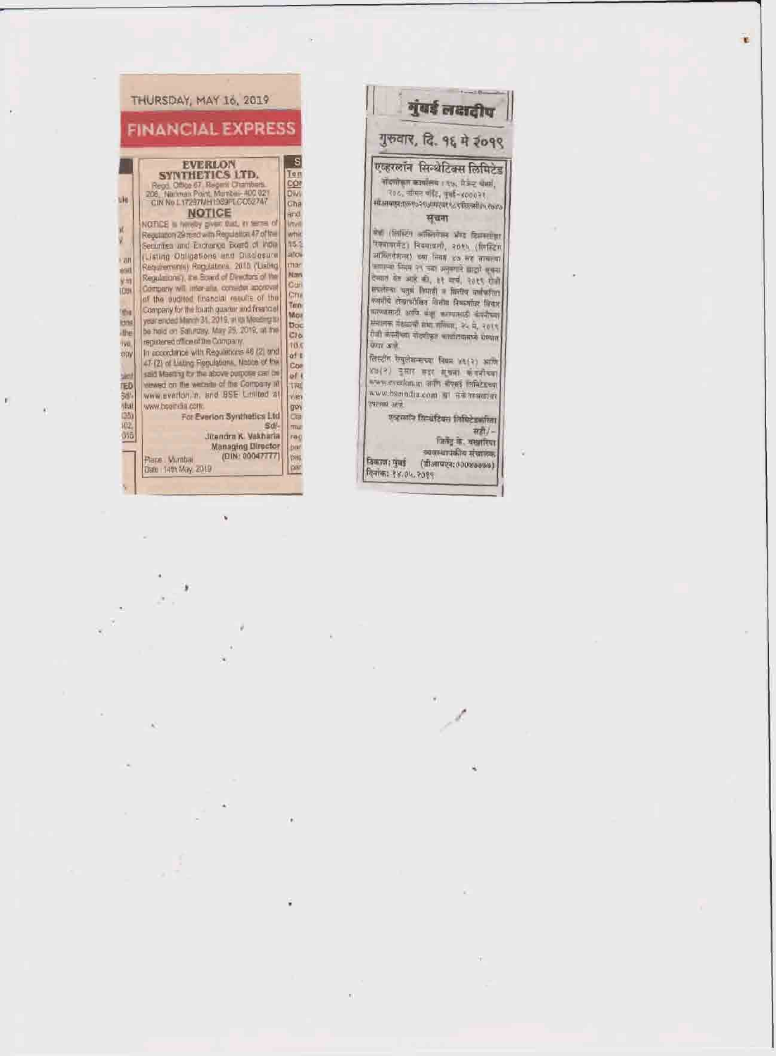THURSDAY, MAY 16, 2019

FINANCIAL EXPRESS

## EVERLON SYNTHETICS LTD.

Regd. Office 67, Regent Chambers, 208, Nariman Point, Mumbai- 400 021
CIN No.L17297MH1989PLC052747

### NOTICE

NOTICE is hereby given that, in terms of Regulation 29 read with Regulation 47 of the Securities and Exchange Board of India (Listing Obligations and Disclosure Requirements) Regulations, 2015 ('Listing Regulations'), the Board of Directors of the Company will inter-alia, consider approval of the audited financial results of the Company for the fourth quarter and financial year ended March 31, 2019, at its Meeting to be held on Saturday, May 25, 2019, at the registered office of the Company.

In accordance with Regulations 46 (2) and 47 (2) of Listing Regulations, Notice of the said Meeting for the above purpose can be viewed on the website of the Company at www.everlon.in, and BSE Limited at www.bseindia.com.

For Everlon Synthetics Ltd
Sd/-
Jitendra K. Vakharia
Managing Director
(DIN: 00047777)

Place : Mumbai
Date : 14th May, 2019

---

मुंबई लक्षदीप

गुरुवार, दि. १६ मे २०१९

## एव्हरलॉन सिन्थेटिक्स लिमिटेड

नोंदणीकृत कार्यालय: ६७, रिजेन्ट चेंबर्स, २०८, नरिमन पॉईंट, मुंबई-४०००२१.
सीआयएन:एल१७२९७एमएच१९८९पीएलसी०५२७४७

### सूचना

सेबी (लिस्टिंग ऑब्लिगेशन्स ॲण्ड डिस्क्लोजर रिक्वायरमेंट) नियमावली, २०१५ (लिस्टिंग रेग्युलेशन्स) च्या नियम ४७ सह वाचण्यात आलेल्या नियम २९ नुसार येथे सूचना देण्यात येत आहे की, ३१ मार्च, २०१९ रोजी संपलेल्या चतुर्थ तिमाही व वित्तीय वर्षाकरिता कंपनीचे लेखापरिक्षित वित्तीय निष्कर्ष विचारात घेण्यासाठी आणि मंजूर करण्यासाठी कंपनीच्या संचालक मंडळाची सभा शनिवार, २५ मे, २०१९ रोजी कंपनीच्या नोंदणीकृत कार्यालयात घेण्यात येणार आहे.

लिस्टिंग रेग्युलेशन्सच्या नियम ४६(२) आणि ४७(२) नुसार सदर सूचना कंपनीच्या www.everlon.in आणि बीएसई लिमिटेडच्या www.bseindia.com या वेबसाईटवर उपलब्ध आहे.

एव्हरलॉन सिन्थेटिक्स लिमिटेडकरिता
सही/-
जितेंद्र के. वखारिया
व्यवस्थापकीय संचालक
(डीआयएन:०००४७७७७)

ठिकाण: मुंबई
दिनांक: १४.०५.२०१९